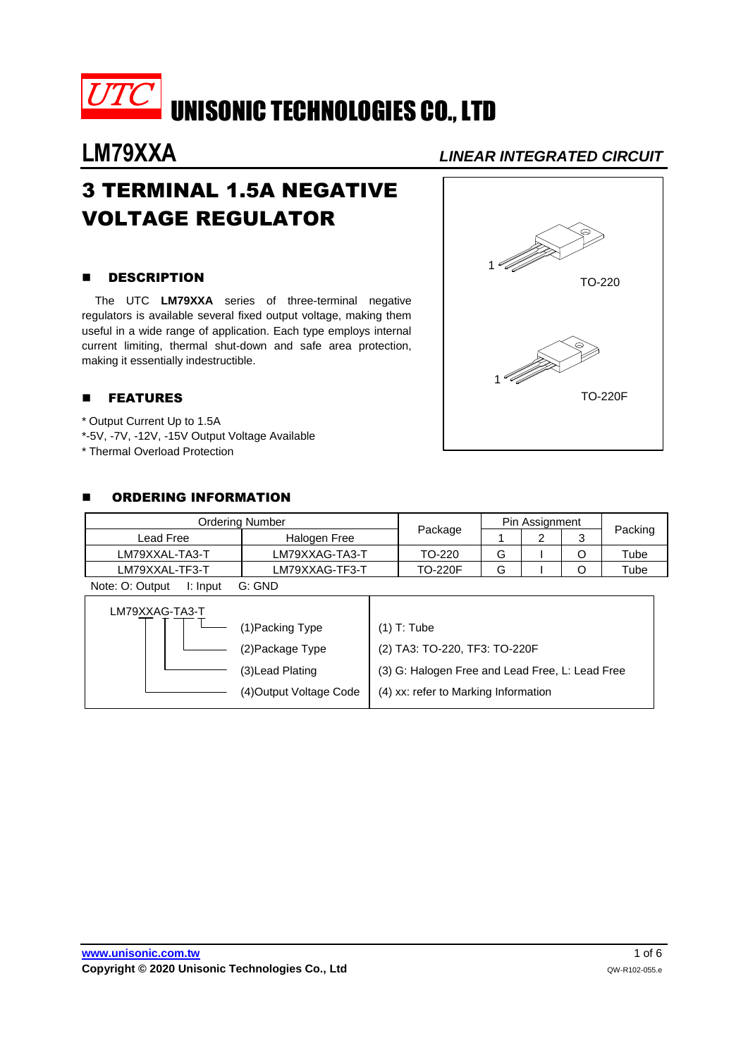# UTC UNISONIC TECHNOLOGIES CO., LTD

## LM79XXA

*LINEAR INTEGRATED CIRCUIT*

# 3 TERMINAL 1.5A NEGATIVE VOLTAGE REGULATOR

TO-220

TO-220F

## ■ DESCRIPTION

The UTC **LM79XXA** series of three-terminal negative regulators is available several fixed output voltage, making them useful in a wide range of application. Each type employs internal current limiting, thermal shut-down and safe area protection, making it essentially indestructible.

## ■ FEATURES

* Output Current Up to 1.5A
*-5V, -7V, -12V, -15V Output Voltage Available
* Thermal Overload Protection

## ■ ORDERING INFORMATION

| Ordering Number | | Package | Pin Assignment | | | Packing |
|---|---|---|---|---|---|---|
| Lead Free | Halogen Free | | 1 | 2 | 3 | |
| LM79XXAL-TA3-T | LM79XXAG-TA3-T | TO-220 | G | I | O | Tube |
| LM79XXAL-TF3-T | LM79XXAG-TF3-T | TO-220F | G | I | O | Tube |

Note: O: Output I: Input G: GND

| LM79XXAG-TA3-T | |
|---|---|
| (1)Packing Type | (1) T: Tube |
| (2)Package Type | (2) TA3: TO-220, TF3: TO-220F |
| (3)Lead Plating | (3) G: Halogen Free and Lead Free, L: Lead Free |
| (4)Output Voltage Code | (4) xx: refer to Marking Information |

www.unisonic.com.tw
Copyright © 2020 Unisonic Technologies Co., Ltd
QW-R102-055.e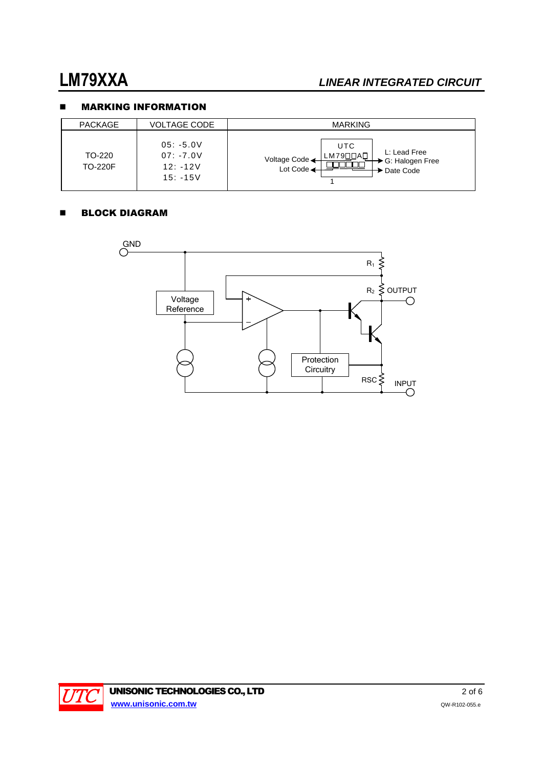## MARKING INFORMATION

| PACKAGE | VOLTAGE CODE | MARKING |
|---|---|---|
| TO-220<br>TO-220F | 05: -5.0V<br>07: -7.0V<br>12: -12V<br>15: -15V | UTC<br>LM79□□A□<br>□□□□□<br>Voltage Code; Lot Code; L: Lead Free, G: Halogen Free; Date Code; 1 |

## BLOCK DIAGRAM

GND, $R_1$, $R_2$, OUTPUT, Voltage Reference, +, −, Protection Circuitry, RSC, INPUT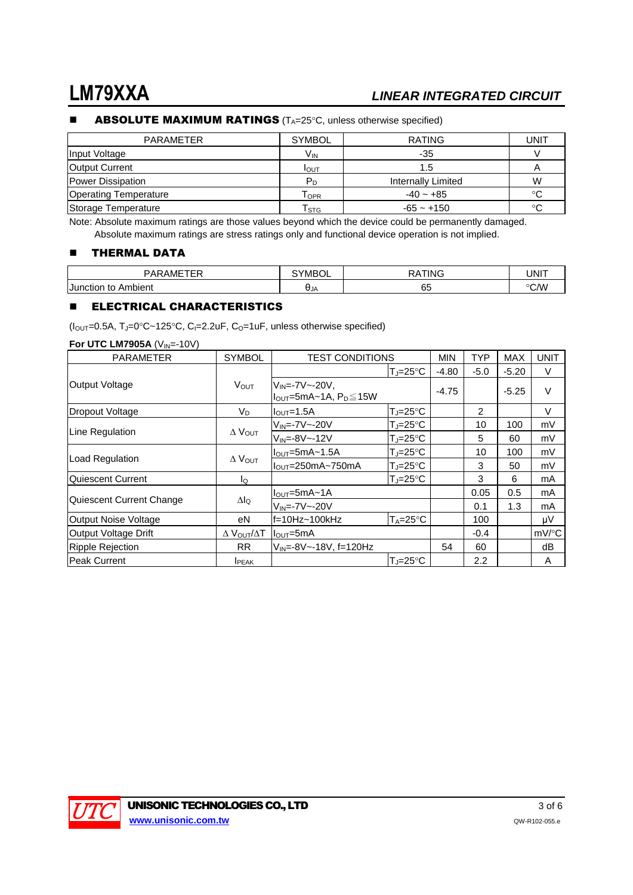## ■ ABSOLUTE MAXIMUM RATINGS ($T_A$=25°C, unless otherwise specified)

| PARAMETER | SYMBOL | RATING | UNIT |
|---|---|---|---|
| Input Voltage | $V_{IN}$ | -35 | V |
| Output Current | $I_{OUT}$ | 1.5 | A |
| Power Dissipation | $P_D$ | Internally Limited | W |
| Operating Temperature | $T_{OPR}$ | -40 ~ +85 | °C |
| Storage Temperature | $T_{STG}$ | -65 ~ +150 | °C |

Note: Absolute maximum ratings are those values beyond which the device could be permanently damaged.
Absolute maximum ratings are stress ratings only and functional device operation is not implied.

## ■ THERMAL DATA

| PARAMETER | SYMBOL | RATING | UNIT |
|---|---|---|---|
| Junction to Ambient | $\theta_{JA}$ | 65 | °C/W |

## ■ ELECTRICAL CHARACTERISTICS

($I_{OUT}$=0.5A, $T_J$=0°C~125°C, $C_I$=2.2uF, $C_O$=1uF, unless otherwise specified)

**For UTC LM7905A** ($V_{IN}$=-10V)

| PARAMETER | SYMBOL | TEST CONDITIONS | | MIN | TYP | MAX | UNIT |
|---|---|---|---|---|---|---|---|
| Output Voltage | $V_{OUT}$ | | $T_J$=25°C | -4.80 | -5.0 | -5.20 | V |
| | | $V_{IN}$=-7V~-20V, $I_{OUT}$=5mA~1A, $P_D$≦15W | | -4.75 | | -5.25 | V |
| Dropout Voltage | $V_D$ | $I_{OUT}$=1.5A | $T_J$=25°C | | 2 | | V |
| Line Regulation | $\Delta V_{OUT}$ | $V_{IN}$=-7V~-20V | $T_J$=25°C | | 10 | 100 | mV |
| | | $V_{IN}$=-8V~-12V | $T_J$=25°C | | 5 | 60 | mV |
| Load Regulation | $\Delta V_{OUT}$ | $I_{OUT}$=5mA~1.5A | $T_J$=25°C | | 10 | 100 | mV |
| | | $I_{OUT}$=250mA~750mA | $T_J$=25°C | | 3 | 50 | mV |
| Quiescent Current | $I_Q$ | | $T_J$=25°C | | 3 | 6 | mA |
| Quiescent Current Change | $\Delta I_Q$ | $I_{OUT}$=5mA~1A | | | 0.05 | 0.5 | mA |
| | | $V_{IN}$=-7V~-20V | | | 0.1 | 1.3 | mA |
| Output Noise Voltage | eN | f=10Hz~100kHz | $T_A$=25°C | | 100 | | μV |
| Output Voltage Drift | $\Delta V_{OUT}/\Delta T$ | $I_{OUT}$=5mA | | | -0.4 | | mV/°C |
| Ripple Rejection | RR | $V_{IN}$=-8V~-18V, f=120Hz | | 54 | 60 | | dB |
| Peak Current | $I_{PEAK}$ | | $T_J$=25°C | | 2.2 | | A |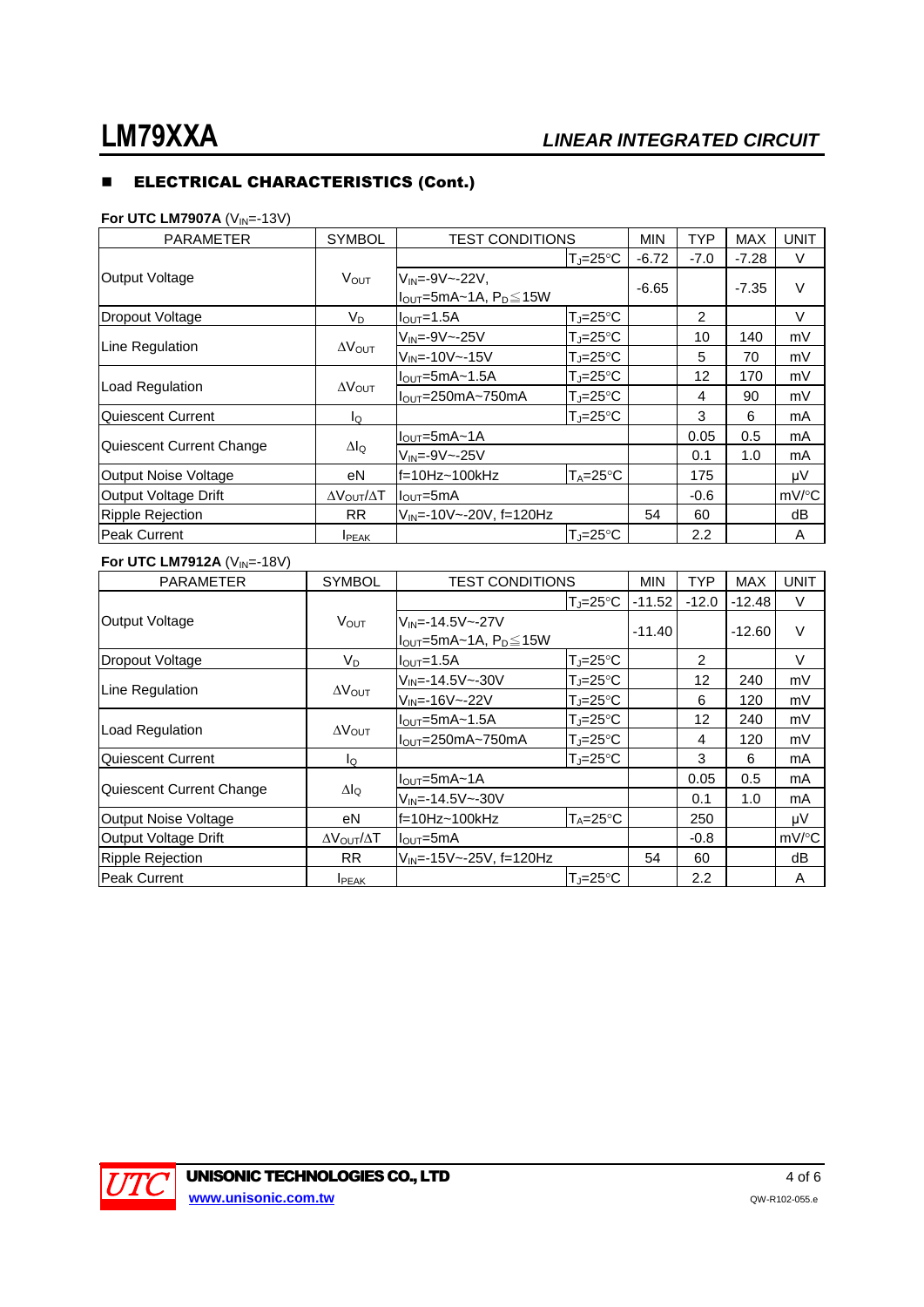## ■ ELECTRICAL CHARACTERISTICS (Cont.)

**For UTC LM7907A** ($V_{IN}$=-13V)

| PARAMETER | SYMBOL | TEST CONDITIONS | | MIN | TYP | MAX | UNIT |
|---|---|---|---|---|---|---|---|
| Output Voltage | $V_{OUT}$ | | $T_J$=25°C | -6.72 | -7.0 | -7.28 | V |
| | | $V_{IN}$=-9V~-22V, $I_{OUT}$=5mA~1A, $P_D$≦15W | | -6.65 | | -7.35 | V |
| Dropout Voltage | $V_D$ | $I_{OUT}$=1.5A | $T_J$=25°C | | 2 | | V |
| Line Regulation | $\Delta V_{OUT}$ | $V_{IN}$=-9V~-25V | $T_J$=25°C | | 10 | 140 | mV |
| | | $V_{IN}$=-10V~-15V | $T_J$=25°C | | 5 | 70 | mV |
| Load Regulation | $\Delta V_{OUT}$ | $I_{OUT}$=5mA~1.5A | $T_J$=25°C | | 12 | 170 | mV |
| | | $I_{OUT}$=250mA~750mA | $T_J$=25°C | | 4 | 90 | mV |
| Quiescent Current | $I_Q$ | | $T_J$=25°C | | 3 | 6 | mA |
| Quiescent Current Change | $\Delta I_Q$ | $I_{OUT}$=5mA~1A | | | 0.05 | 0.5 | mA |
| | | $V_{IN}$=-9V~-25V | | | 0.1 | 1.0 | mA |
| Output Noise Voltage | eN | f=10Hz~100kHz | $T_A$=25°C | | 175 | | μV |
| Output Voltage Drift | $\Delta V_{OUT}/\Delta T$ | $I_{OUT}$=5mA | | | -0.6 | | mV/°C |
| Ripple Rejection | RR | $V_{IN}$=-10V~-20V, f=120Hz | | 54 | 60 | | dB |
| Peak Current | $I_{PEAK}$ | | $T_J$=25°C | | 2.2 | | A |

**For UTC LM7912A** ($V_{IN}$=-18V)

| PARAMETER | SYMBOL | TEST CONDITIONS | | MIN | TYP | MAX | UNIT |
|---|---|---|---|---|---|---|---|
| Output Voltage | $V_{OUT}$ | | $T_J$=25°C | -11.52 | -12.0 | -12.48 | V |
| | | $V_{IN}$=-14.5V~-27V $I_{OUT}$=5mA~1A, $P_D$≦15W | | -11.40 | | -12.60 | V |
| Dropout Voltage | $V_D$ | $I_{OUT}$=1.5A | $T_J$=25°C | | 2 | | V |
| Line Regulation | $\Delta V_{OUT}$ | $V_{IN}$=-14.5V~-30V | $T_J$=25°C | | 12 | 240 | mV |
| | | $V_{IN}$=-16V~-22V | $T_J$=25°C | | 6 | 120 | mV |
| Load Regulation | $\Delta V_{OUT}$ | $I_{OUT}$=5mA~1.5A | $T_J$=25°C | | 12 | 240 | mV |
| | | $I_{OUT}$=250mA~750mA | $T_J$=25°C | | 4 | 120 | mV |
| Quiescent Current | $I_Q$ | | $T_J$=25°C | | 3 | 6 | mA |
| Quiescent Current Change | $\Delta I_Q$ | $I_{OUT}$=5mA~1A | | | 0.05 | 0.5 | mA |
| | | $V_{IN}$=-14.5V~-30V | | | 0.1 | 1.0 | mA |
| Output Noise Voltage | eN | f=10Hz~100kHz | $T_A$=25°C | | 250 | | μV |
| Output Voltage Drift | $\Delta V_{OUT}/\Delta T$ | $I_{OUT}$=5mA | | | -0.8 | | mV/°C |
| Ripple Rejection | RR | $V_{IN}$=-15V~-25V, f=120Hz | | 54 | 60 | | dB |
| Peak Current | $I_{PEAK}$ | | $T_J$=25°C | | 2.2 | | A |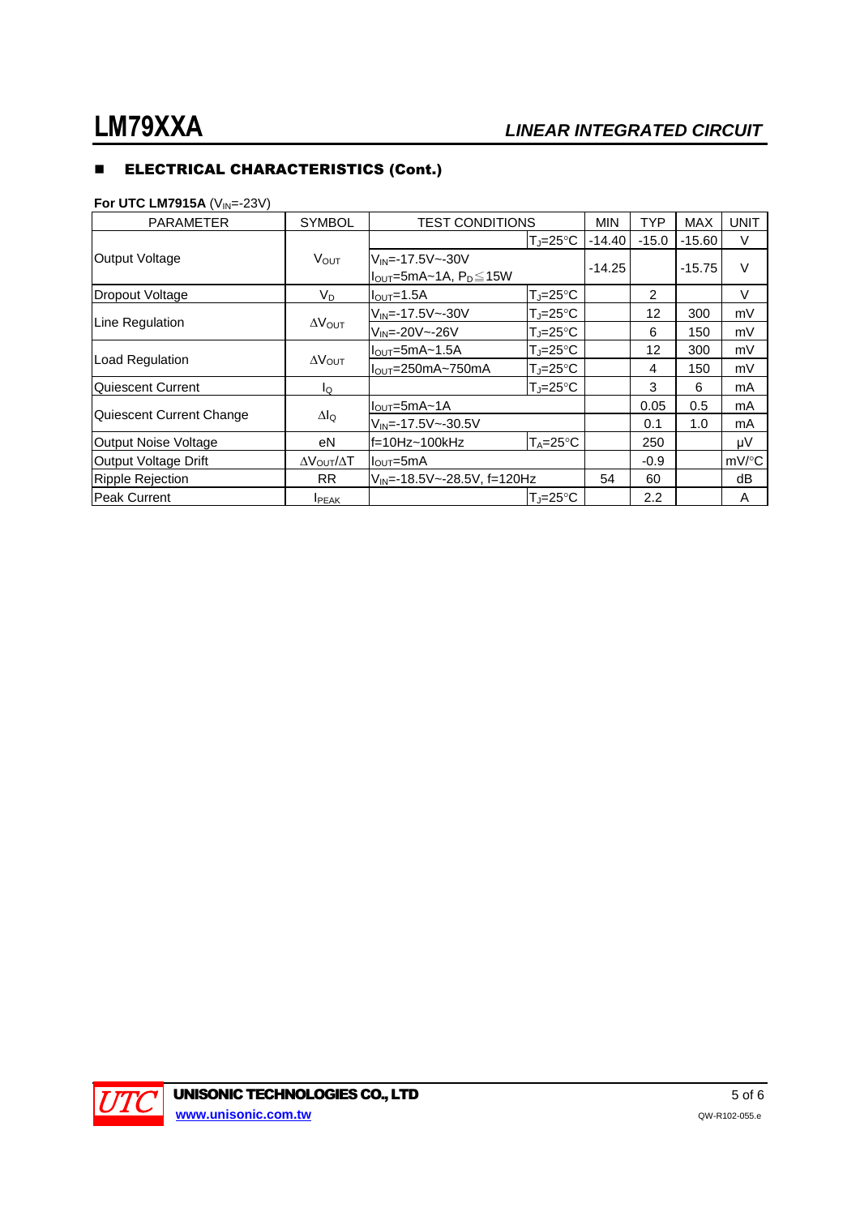## ELECTRICAL CHARACTERISTICS (Cont.)

**For UTC LM7915A** ($V_{IN}$=-23V)

| PARAMETER | SYMBOL | TEST CONDITIONS | | MIN | TYP | MAX | UNIT |
|---|---|---|---|---|---|---|---|
| Output Voltage | $V_{OUT}$ | | $T_J$=25°C | -14.40 | -15.0 | -15.60 | V |
| | | $V_{IN}$=-17.5V~-30V $I_{OUT}$=5mA~1A, $P_D$≦15W | | -14.25 | | -15.75 | V |
| Dropout Voltage | $V_D$ | $I_{OUT}$=1.5A | $T_J$=25°C | | 2 | | V |
| Line Regulation | $\Delta V_{OUT}$ | $V_{IN}$=-17.5V~-30V | $T_J$=25°C | | 12 | 300 | mV |
| | | $V_{IN}$=-20V~-26V | $T_J$=25°C | | 6 | 150 | mV |
| Load Regulation | $\Delta V_{OUT}$ | $I_{OUT}$=5mA~1.5A | $T_J$=25°C | | 12 | 300 | mV |
| | | $I_{OUT}$=250mA~750mA | $T_J$=25°C | | 4 | 150 | mV |
| Quiescent Current | $I_Q$ | | $T_J$=25°C | | 3 | 6 | mA |
| Quiescent Current Change | $\Delta I_Q$ | $I_{OUT}$=5mA~1A | | | 0.05 | 0.5 | mA |
| | | $V_{IN}$=-17.5V~-30.5V | | | 0.1 | 1.0 | mA |
| Output Noise Voltage | eN | f=10Hz~100kHz | $T_A$=25°C | | 250 | | μV |
| Output Voltage Drift | $\Delta V_{OUT}/\Delta T$ | $I_{OUT}$=5mA | | | -0.9 | | mV/°C |
| Ripple Rejection | RR | $V_{IN}$=-18.5V~-28.5V, f=120Hz | | 54 | 60 | | dB |
| Peak Current | $I_{PEAK}$ | | $T_J$=25°C | | 2.2 | | A |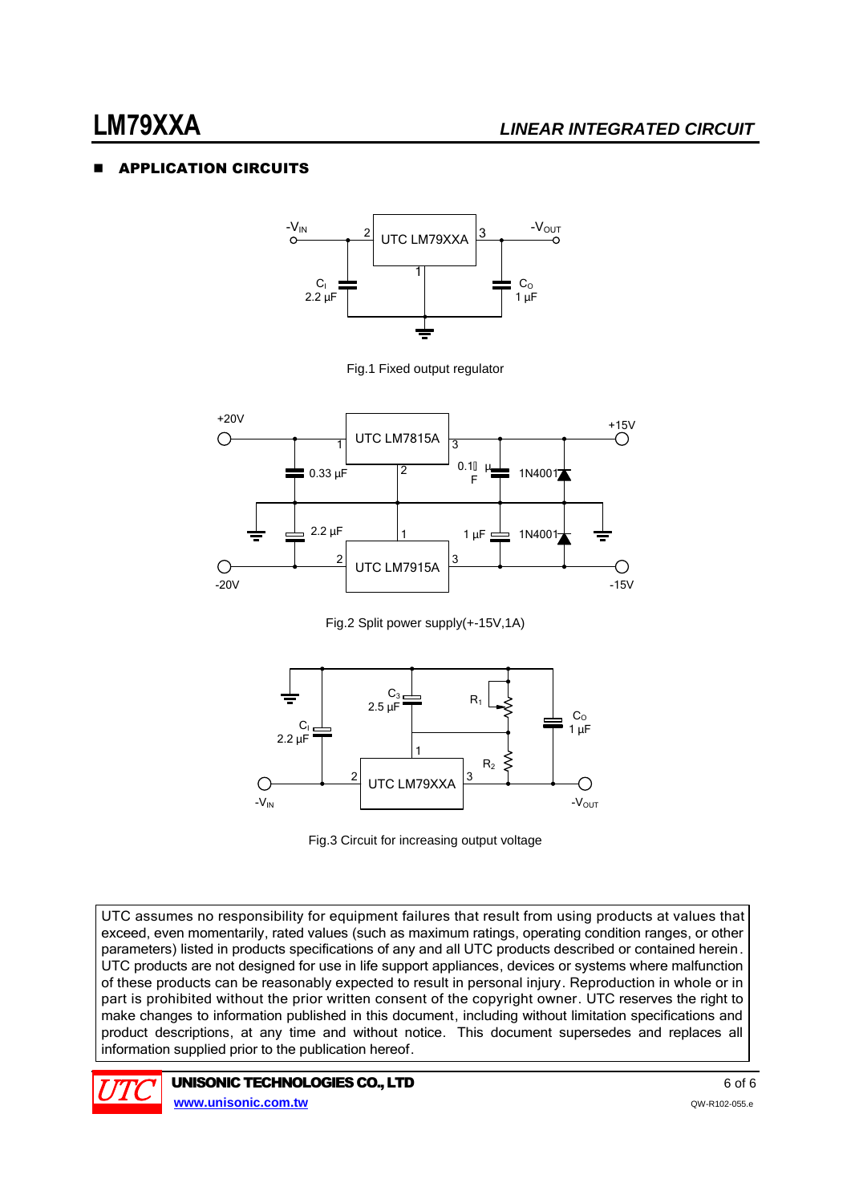## APPLICATION CIRCUITS

-$V_{IN}$

2

UTC LM79XXA

3

-$V_{OUT}$

1

$C_I$

2.2 µF

$C_O$

1 µF

Fig.1 Fixed output regulator

+20V

UTC LM7815A

+15V

1

3

2

0.33 µF

0.1 µF

1N4001

2.2 µF

1

1 µF

1N4001

2

UTC LM7915A

3

-20V

-15V

Fig.2 Split power supply(+-15V,1A)

$C_3$

2.5 µF

$R_1$

$C_O$

1 µF

$C_I$

2.2 µF

1

$R_2$

2

UTC LM79XXA

3

-$V_{IN}$

-$V_{OUT}$

Fig.3 Circuit for increasing output voltage

UTC assumes no responsibility for equipment failures that result from using products at values that exceed, even momentarily, rated values (such as maximum ratings, operating condition ranges, or other parameters) listed in products specifications of any and all UTC products described or contained herein. UTC products are not designed for use in life support appliances, devices or systems where malfunction of these products can be reasonably expected to result in personal injury. Reproduction in whole or in part is prohibited without the prior written consent of the copyright owner. UTC reserves the right to make changes to information published in this document, including without limitation specifications and product descriptions, at any time and without notice. This document supersedes and replaces all information supplied prior to the publication hereof.